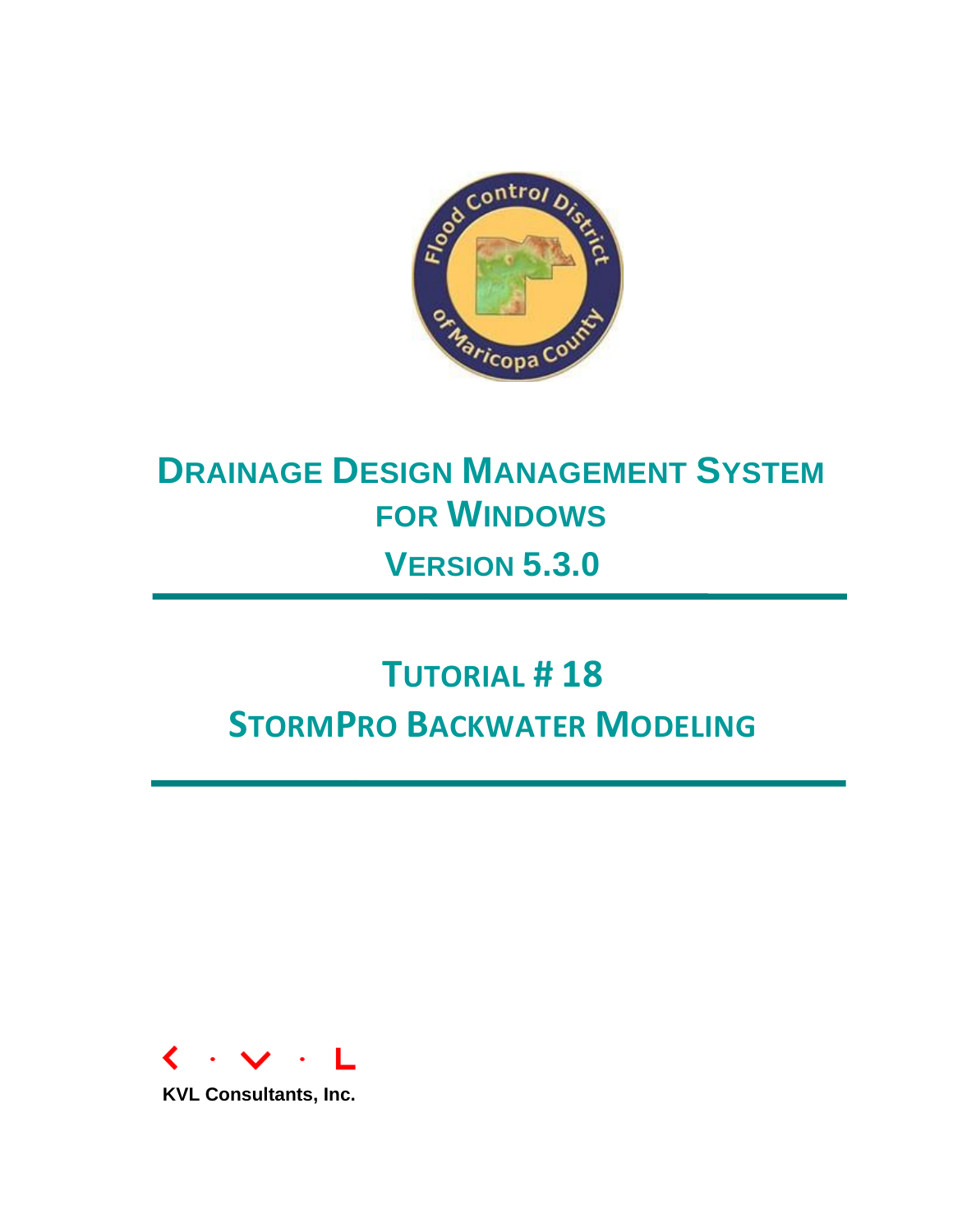# DRAINAGE DESIGN MANAGEMENT SYSTEM FOR WINDOWS

## VERSION 5.3.0

# TUTORIAL # 18

# STORMPRO BACKWATER MODELING

KVL Consultants, Inc.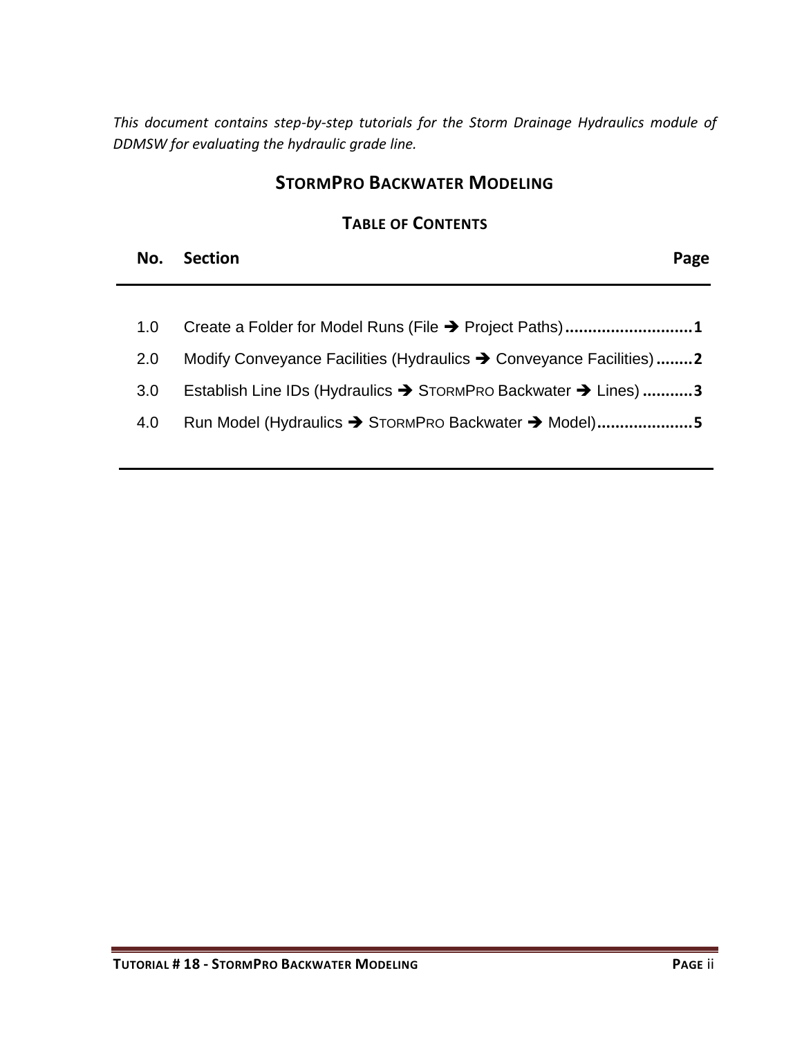*This document contains step-by-step tutorials for the Storm Drainage Hydraulics module of DDMSW for evaluating the hydraulic grade line.*

## STORMPRO BACKWATER MODELING

### TABLE OF CONTENTS

| No. | Section | Page |
|---|---|---|
| 1.0 | Create a Folder for Model Runs (File ➔ Project Paths) | 1 |
| 2.0 | Modify Conveyance Facilities (Hydraulics ➔ Conveyance Facilities) | 2 |
| 3.0 | Establish Line IDs (Hydraulics ➔ STORMPRO Backwater ➔ Lines) | 3 |
| 4.0 | Run Model (Hydraulics ➔ STORMPRO Backwater ➔ Model) | 5 |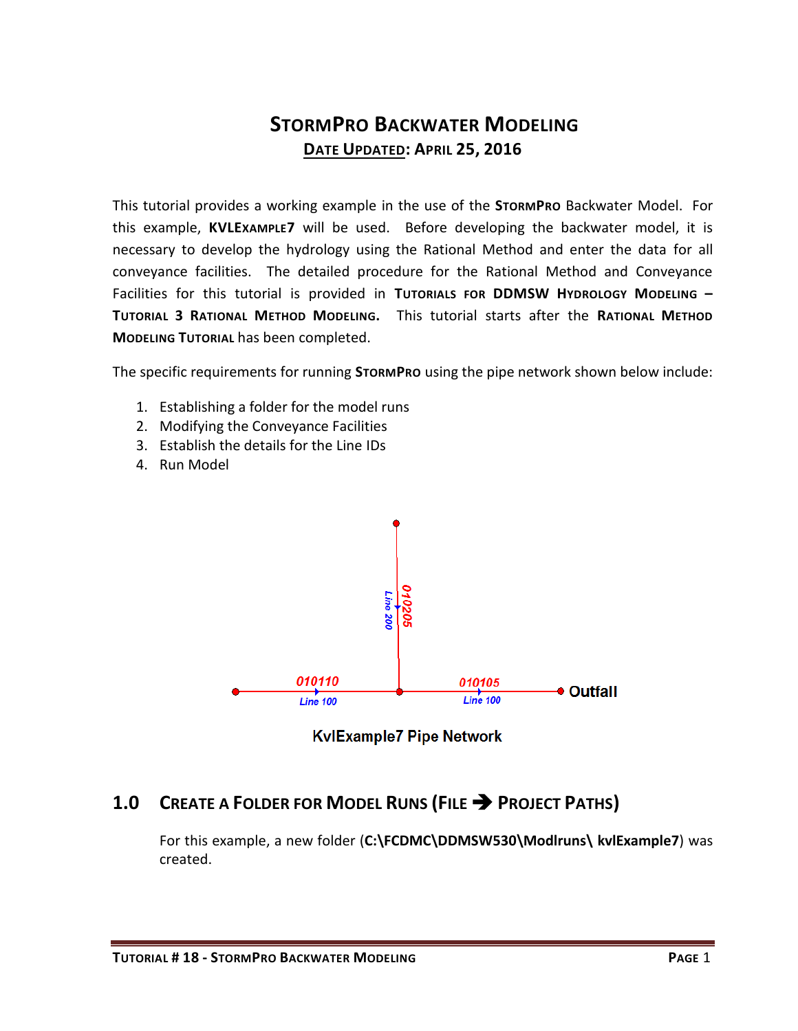# StormPro Backwater Modeling

**Date Updated: April 25, 2016**

This tutorial provides a working example in the use of the **StormPro** Backwater Model. For this example, **KVLExample7** will be used. Before developing the backwater model, it is necessary to develop the hydrology using the Rational Method and enter the data for all conveyance facilities. The detailed procedure for the Rational Method and Conveyance Facilities for this tutorial is provided in **Tutorials for DDMSW Hydrology Modeling – Tutorial 3 Rational Method Modeling.** This tutorial starts after the **Rational Method Modeling Tutorial** has been completed.

The specific requirements for running **StormPro** using the pipe network shown below include:

1. Establishing a folder for the model runs
2. Modifying the Conveyance Facilities
3. Establish the details for the Line IDs
4. Run Model

010205 Line 200

010110 Line 100

010105 Line 100

Outfall

KvlExample7 Pipe Network

## 1.0 Create a Folder for Model Runs (File ➔ Project Paths)

For this example, a new folder (**C:\FCDMC\DDMSW530\Modlruns\ kvlExample7**) was created.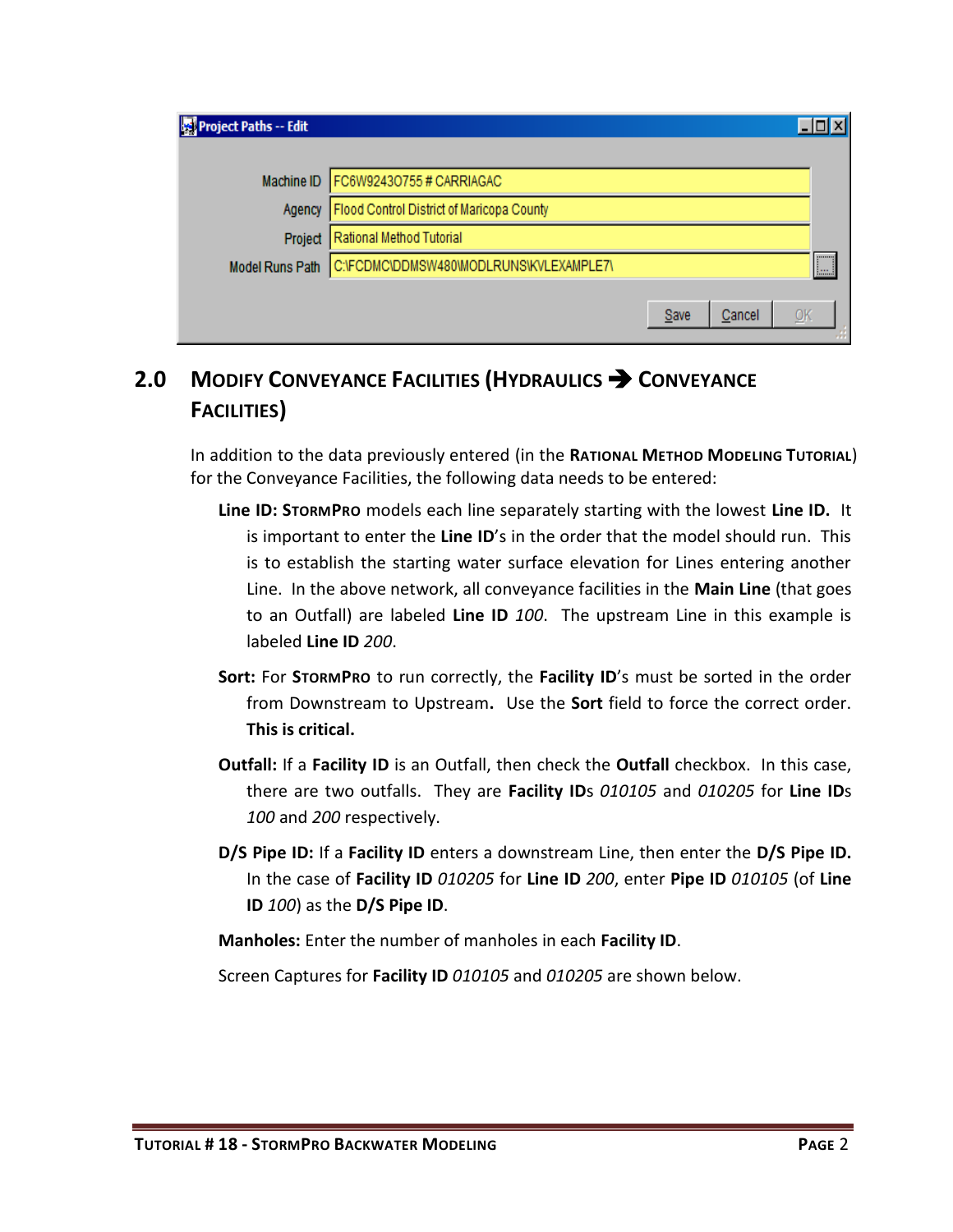## 2.0 MODIFY CONVEYANCE FACILITIES (HYDRAULICS ➔ CONVEYANCE FACILITIES)

In addition to the data previously entered (in the **RATIONAL METHOD MODELING TUTORIAL**) for the Conveyance Facilities, the following data needs to be entered:

**Line ID: STORMPRO** models each line separately starting with the lowest **Line ID.** It is important to enter the **Line ID**'s in the order that the model should run. This is to establish the starting water surface elevation for Lines entering another Line. In the above network, all conveyance facilities in the **Main Line** (that goes to an Outfall) are labeled **Line ID** *100*. The upstream Line in this example is labeled **Line ID** *200*.

**Sort:** For **STORMPRO** to run correctly, the **Facility ID**'s must be sorted in the order from Downstream to Upstream**.** Use the **Sort** field to force the correct order. **This is critical.**

**Outfall:** If a **Facility ID** is an Outfall, then check the **Outfall** checkbox. In this case, there are two outfalls. They are **Facility ID**s *010105* and *010205* for **Line ID**s *100* and *200* respectively.

**D/S Pipe ID:** If a **Facility ID** enters a downstream Line, then enter the **D/S Pipe ID.** In the case of **Facility ID** *010205* for **Line ID** *200*, enter **Pipe ID** *010105* (of **Line ID** *100*) as the **D/S Pipe ID**.

**Manholes:** Enter the number of manholes in each **Facility ID**.

Screen Captures for **Facility ID** *010105* and *010205* are shown below.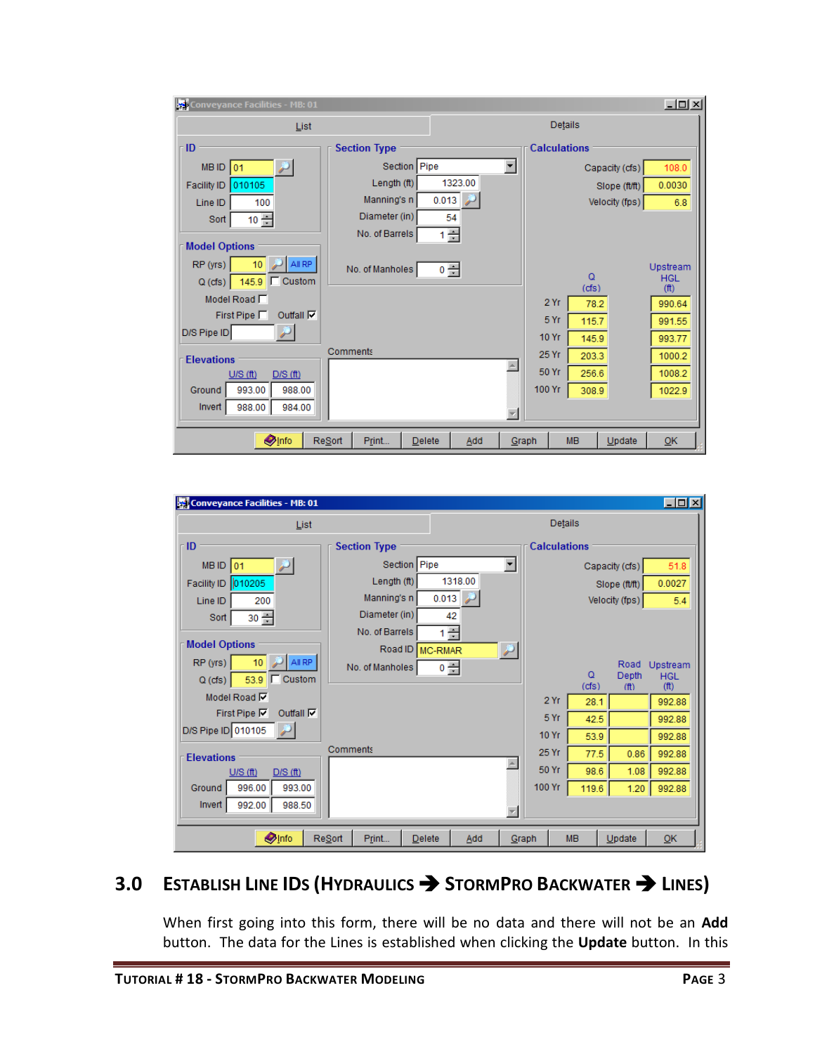**Conveyance Facilities - MB: 01** (Details)

**ID**

- MB ID: 01
- Facility ID: 010105
- Line ID: 100
- Sort: 10

**Section Type**

- Section: Pipe
- Length (ft): 1323.00
- Manning's n: 0.013
- Diameter (in): 54
- No. of Barrels: 1
- No. of Manholes: 0

**Calculations**

- Capacity (cfs): 108.0
- Slope (ft/ft): 0.0030
- Velocity (fps): 6.8

**Model Options**

- RP (yrs): 10
- Q (cfs): 145.9
- Custom: unchecked
- Model Road: unchecked
- First Pipe: unchecked
- Outfall: checked
- D/S Pipe ID: (blank)

**Elevations**

| | U/S (ft) | D/S (ft) |
|---|---|---|
| Ground | 993.00 | 988.00 |
| Invert | 988.00 | 984.00 |

| | Q (cfs) | Upstream HGL (ft) |
|---|---|---|
| 2 Yr | 78.2 | 990.64 |
| 5 Yr | 115.7 | 991.55 |
| 10 Yr | 145.9 | 993.77 |
| 25 Yr | 203.3 | 1000.2 |
| 50 Yr | 256.6 | 1008.2 |
| 100 Yr | 308.9 | 1022.9 |

Comments:

Info | ReSort | Print... | Delete | Add | Graph | MB | Update | OK

**Conveyance Facilities - MB: 01** (Details)

**ID**

- MB ID: 01
- Facility ID: 010205
- Line ID: 200
- Sort: 30

**Section Type**

- Section: Pipe
- Length (ft): 1318.00
- Manning's n: 0.013
- Diameter (in): 42
- No. of Barrels: 1
- Road ID: MC-RMAR
- No. of Manholes: 0

**Calculations**

- Capacity (cfs): 51.8
- Slope (ft/ft): 0.0027
- Velocity (fps): 5.4

**Model Options**

- RP (yrs): 10
- Q (cfs): 53.9
- Custom: unchecked
- Model Road: checked
- First Pipe: checked
- Outfall: checked
- D/S Pipe ID: 010105

**Elevations**

| | U/S (ft) | D/S (ft) |
|---|---|---|
| Ground | 996.00 | 993.00 |
| Invert | 992.00 | 988.50 |

| | Q (cfs) | Road Depth (ft) | Upstream HGL (ft) |
|---|---|---|---|
| 2 Yr | 28.1 | | 992.88 |
| 5 Yr | 42.5 | | 992.88 |
| 10 Yr | 53.9 | | 992.88 |
| 25 Yr | 77.5 | 0.86 | 992.88 |
| 50 Yr | 98.6 | 1.08 | 992.88 |
| 100 Yr | 119.6 | 1.20 | 992.88 |

Comments:

Info | ReSort | Print... | Delete | Add | Graph | MB | Update | OK

## 3.0 Establish Line IDs (Hydraulics → StormPro Backwater → Lines)

When first going into this form, there will be no data and there will not be an **Add** button. The data for the Lines is established when clicking the **Update** button. In this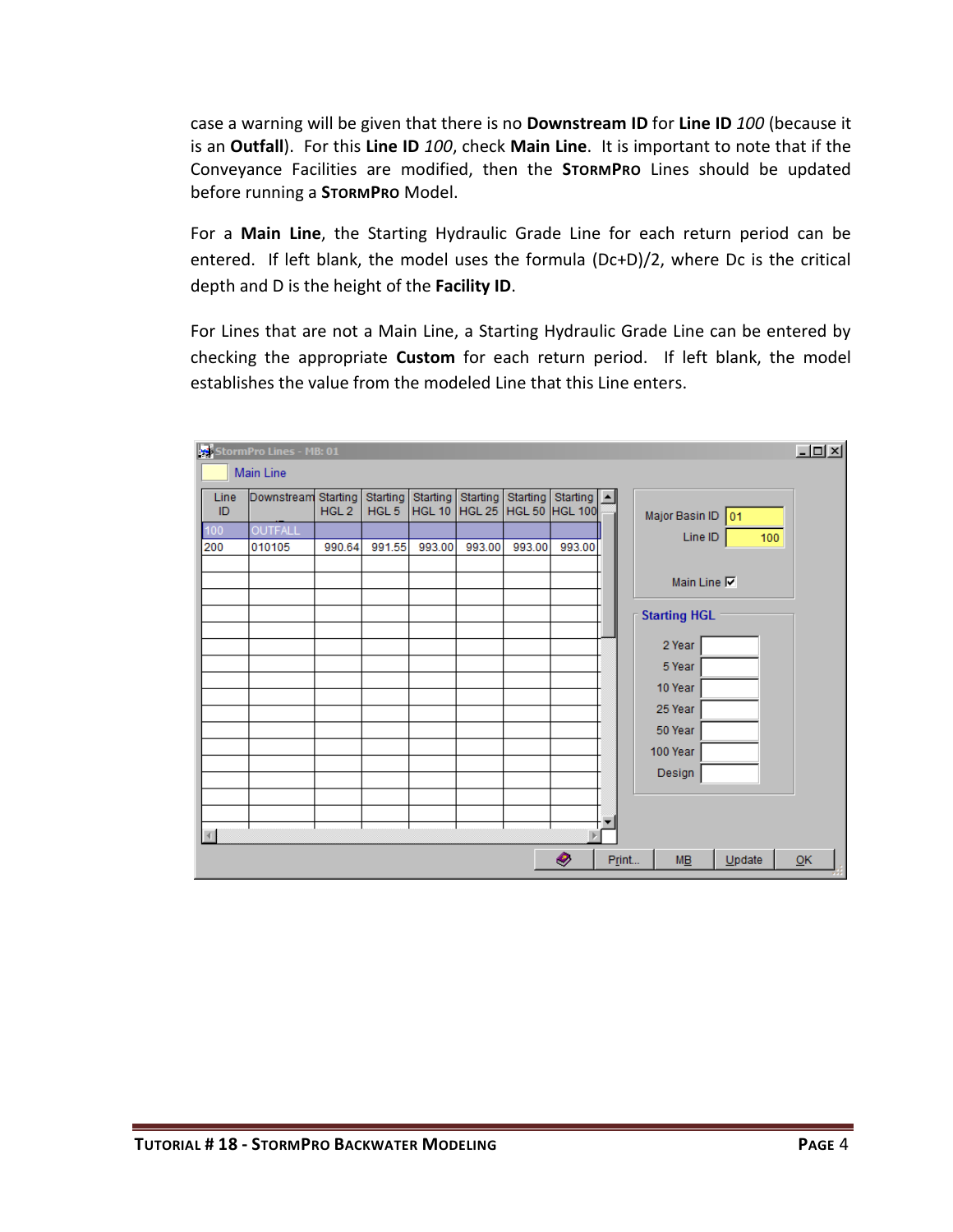case a warning will be given that there is no **Downstream ID** for **Line ID** *100* (because it is an **Outfall**). For this **Line ID** *100*, check **Main Line**. It is important to note that if the Conveyance Facilities are modified, then the **StormPro** Lines should be updated before running a **StormPro** Model.

For a **Main Line**, the Starting Hydraulic Grade Line for each return period can be entered. If left blank, the model uses the formula (Dc+D)/2, where Dc is the critical depth and D is the height of the **Facility ID**.

For Lines that are not a Main Line, a Starting Hydraulic Grade Line can be entered by checking the appropriate **Custom** for each return period. If left blank, the model establishes the value from the modeled Line that this Line enters.

StormPro Lines - MB: 01

| Line ID | Downstream | Starting HGL 2 | Starting HGL 5 | Starting HGL 10 | Starting HGL 25 | Starting HGL 50 | Starting HGL 100 |
|---|---|---|---|---|---|---|---|
| 100 | OUTFALL | | | | | | |
| 200 | 010105 | 990.64 | 991.55 | 993.00 | 993.00 | 993.00 | 993.00 |

Major Basin ID: 01
Line ID: 100
Main Line: ☑

Starting HGL

| | |
|---|---|
| 2 Year | |
| 5 Year | |
| 10 Year | |
| 25 Year | |
| 50 Year | |
| 100 Year | |
| Design | |

Print... | MB | Update | OK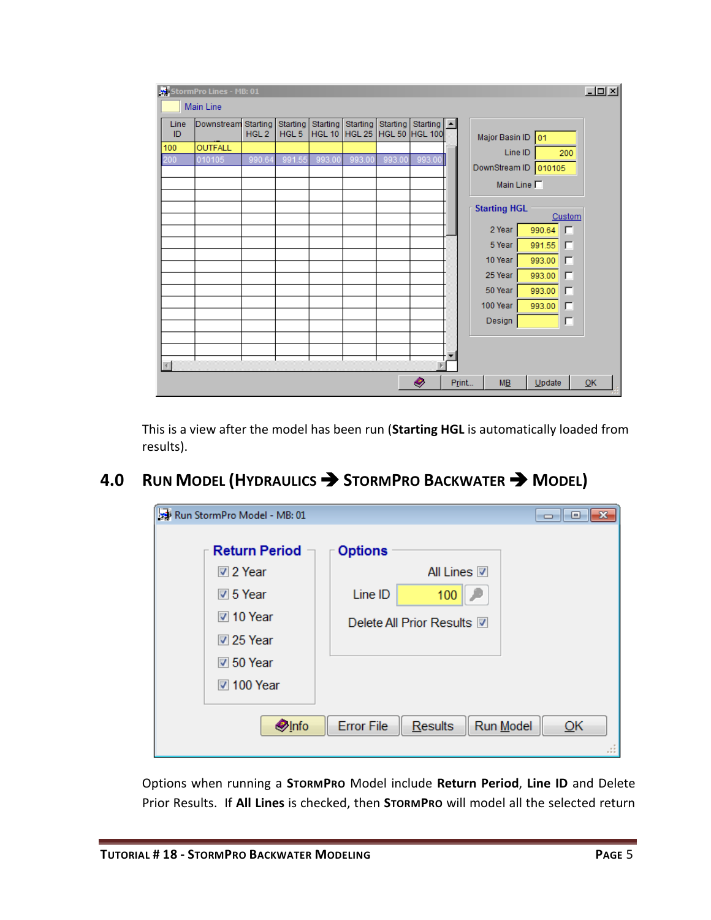This is a view after the model has been run (**Starting HGL** is automatically loaded from results).

## 4.0 Run Model (Hydraulics ➔ StormPro Backwater ➔ Model)

Options when running a **StormPro** Model include **Return Period**, **Line ID** and Delete Prior Results. If **All Lines** is checked, then **StormPro** will model all the selected return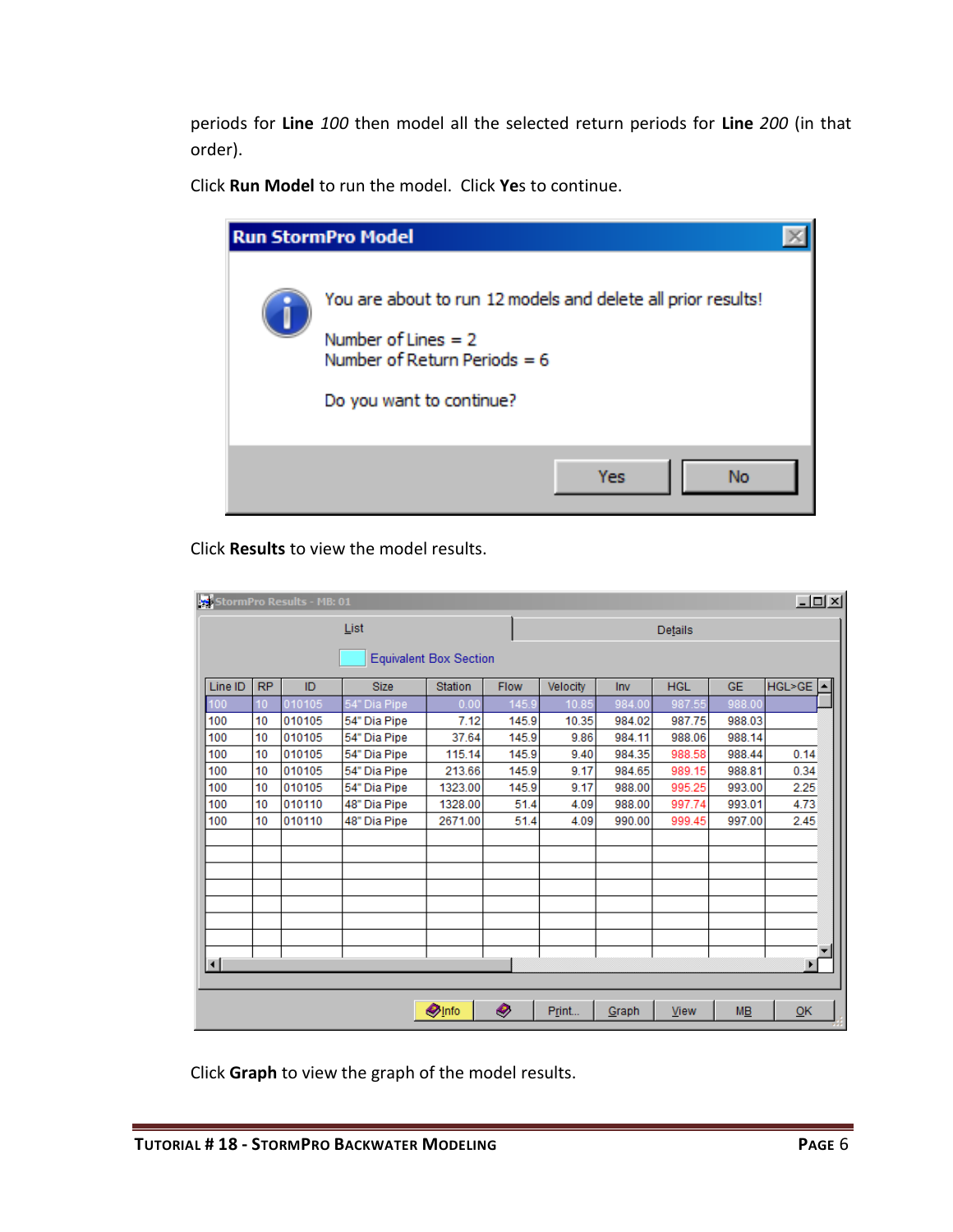periods for **Line** *100* then model all the selected return periods for **Line** *200* (in that order).

Click **Run Model** to run the model. Click **Yes** to continue.

**Run StormPro Model**

You are about to run 12 models and delete all prior results!

Number of Lines = 2
Number of Return Periods = 6

Do you want to continue?

Yes | No

Click **Results** to view the model results.

StormPro Results - MB: 01

List | Details

Equivalent Box Section

| Line ID | RP | ID | Size | Station | Flow | Velocity | Inv | HGL | GE | HGL>GE |
|---|---|---|---|---|---|---|---|---|---|---|
| 100 | 10 | 010105 | 54" Dia Pipe | 0.00 | 145.9 | 10.85 | 984.00 | 987.55 | 988.00 | |
| 100 | 10 | 010105 | 54" Dia Pipe | 7.12 | 145.9 | 10.35 | 984.02 | 987.75 | 988.03 | |
| 100 | 10 | 010105 | 54" Dia Pipe | 37.64 | 145.9 | 9.86 | 984.11 | 988.06 | 988.14 | |
| 100 | 10 | 010105 | 54" Dia Pipe | 115.14 | 145.9 | 9.40 | 984.35 | 988.58 | 988.44 | 0.14 |
| 100 | 10 | 010105 | 54" Dia Pipe | 213.66 | 145.9 | 9.17 | 984.65 | 989.15 | 988.81 | 0.34 |
| 100 | 10 | 010105 | 54" Dia Pipe | 1323.00 | 145.9 | 9.17 | 988.00 | 995.25 | 993.00 | 2.25 |
| 100 | 10 | 010110 | 48" Dia Pipe | 1328.00 | 51.4 | 4.09 | 988.00 | 997.74 | 993.01 | 4.73 |
| 100 | 10 | 010110 | 48" Dia Pipe | 2671.00 | 51.4 | 4.09 | 990.00 | 999.45 | 997.00 | 2.45 |

Info | Print... | Graph | View | MB | OK

Click **Graph** to view the graph of the model results.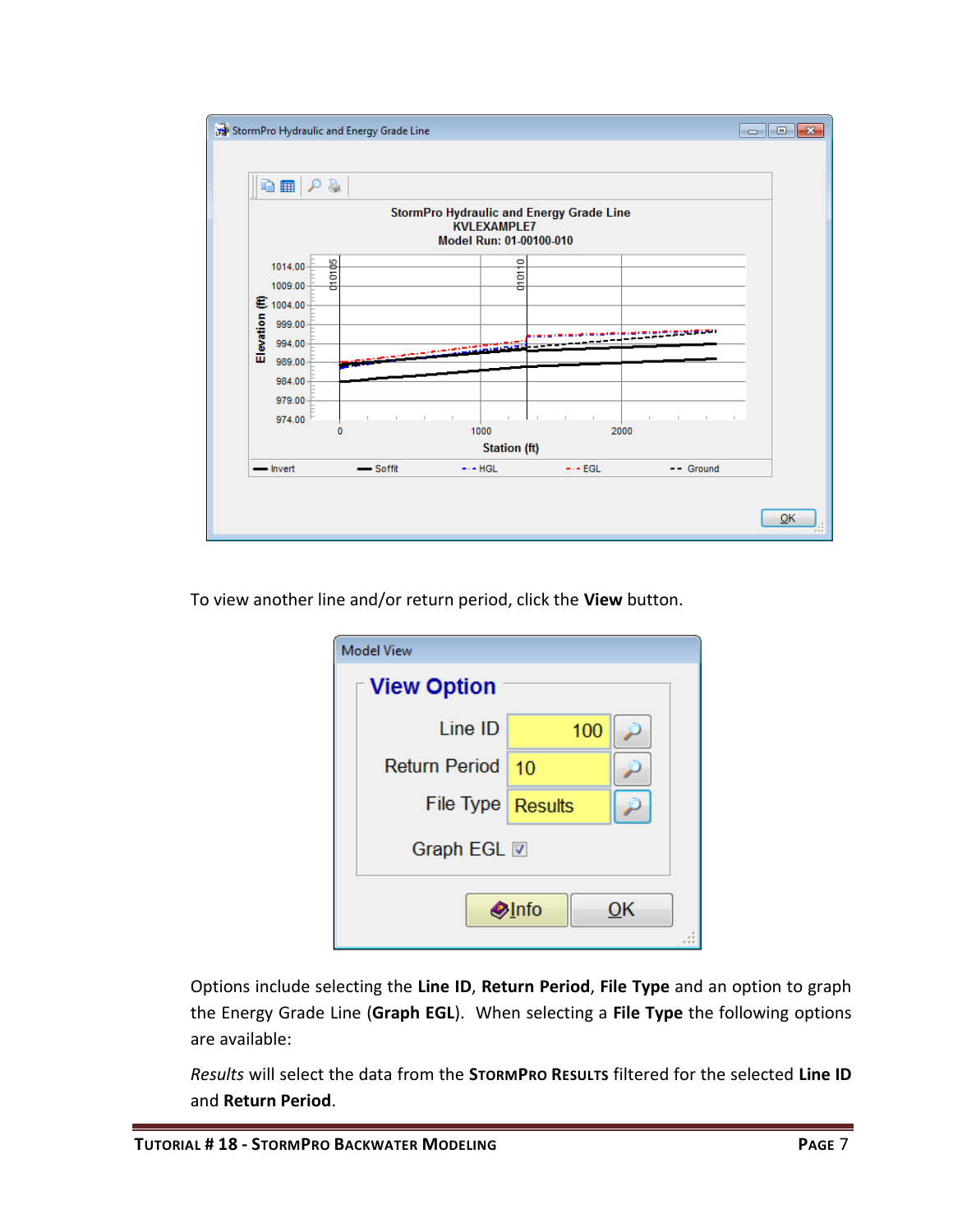To view another line and/or return period, click the **View** button.

Options include selecting the **Line ID**, **Return Period**, **File Type** and an option to graph the Energy Grade Line (**Graph EGL**). When selecting a **File Type** the following options are available:

*Results* will select the data from the **StormPro Results** filtered for the selected **Line ID** and **Return Period**.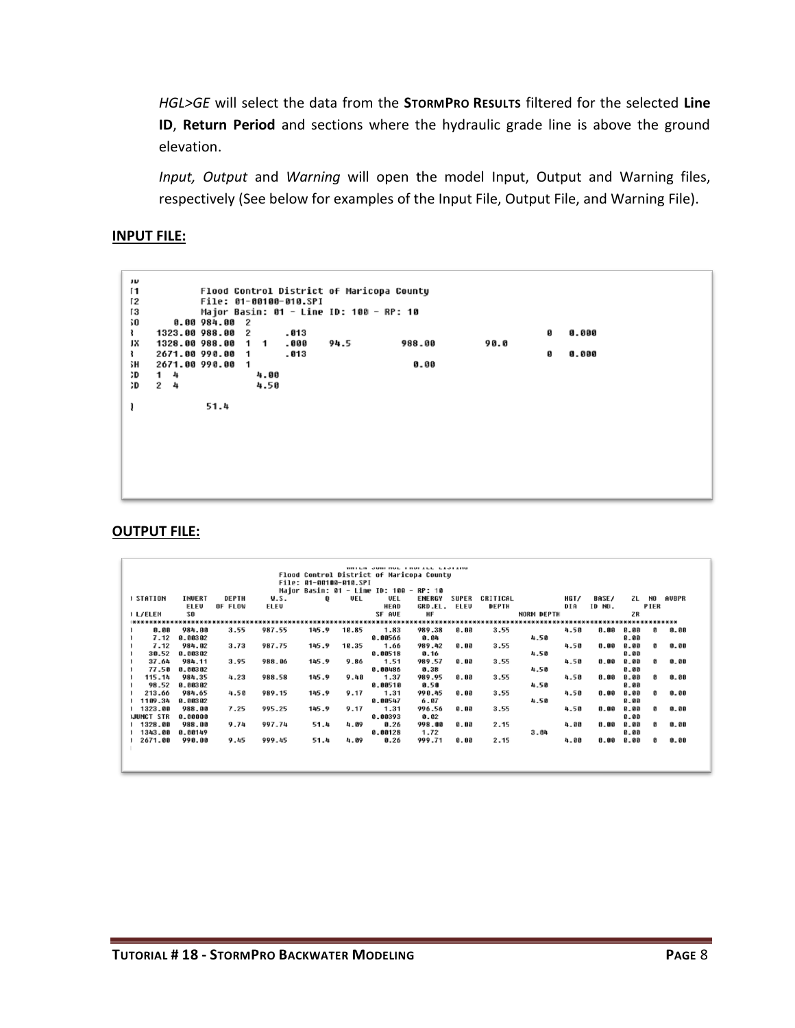*HGL>GE* will select the data from the **StormPro Results** filtered for the selected **Line ID**, **Return Period** and sections where the hydraulic grade line is above the ground elevation.

*Input, Output* and *Warning* will open the model Input, Output and Warning files, respectively (See below for examples of the Input File, Output File, and Warning File).

**INPUT FILE:**

```
JD
T1          Flood Control District of Maricopa County
T2          File: 01-00100-010.SPI
T3          Major Basin: 01 - Line ID: 100 - RP: 10
SO      0.00 984.00  2
R    1323.00 988.00  2       .013                                                    0    0.000
JX   1328.00 988.00  1  1    .000     94.5          988.00          90.0
R    2671.00 990.00  1       .013                                                    0    0.000
SH   2671.00 990.00  1                              0.00
CD   1  4               4.00
CD   2  4               4.50

Q              51.4
```

**OUTPUT FILE:**

```
                                          WATER SURFACE PROFILE LISTING
                              Flood Control District of Maricopa County
                              File: 01-00100-010.SPI
                              Major Basin: 01 - Line ID: 100 - RP: 10
I STATION   INVERT    DEPTH     W.S.        Q      VEL      VEL     ENERGY   SUPER  CRITICAL          HGT/   BASE/    ZL  NO  AVBPR
            ELEV     OF FLOW    ELEV                        HEAD    GRD.EL.  ELEV   DEPTH             DIA    ID NO.      PIER
I L/ELEM    SO                                              SF AVE   HF                     NORM DEPTH                ZR
**************************************************************************************************************************************
I    0.00   984.00    3.55    987.55    145.9   10.85    1.83    989.38   0.00    3.55           4.50    0.00  0.00   0   0.00
I    7.12   0.00302                                      0.00566   0.04                   4.50                   0.00
I    7.12   984.02    3.73    987.75    145.9   10.35    1.66    989.42   0.00    3.55           4.50    0.00  0.00   0   0.00
I   30.52   0.00302                                      0.00518   0.16                   4.50                   0.00
I   37.64   984.11    3.95    988.06    145.9    9.86    1.51    989.57   0.00    3.55           4.50    0.00  0.00   0   0.00
I   77.50   0.00302                                      0.00486   0.38                   4.50                   0.00
I  115.14   984.35    4.23    988.58    145.9    9.40    1.37    989.95   0.00    3.55           4.50    0.00  0.00   0   0.00
I   98.52   0.00302                                      0.00510   0.50                   4.50                   0.00
I  213.66   984.65    4.50    989.15    145.9    9.17    1.31    990.45   0.00    3.55           4.50    0.00  0.00   0   0.00
I 1109.34   0.00302                                      0.00547   6.07                   4.50                   0.00
I 1323.00   988.00    7.25    995.25    145.9    9.17    1.31    996.56   0.00    3.55           4.50    0.00  0.00   0   0.00
IJUNCT STR  0.00000                                      0.00393   0.02                                          0.00
I 1328.00   988.00    9.74    997.74     51.4    4.09    0.26    998.00   0.00    2.15           4.00    0.00  0.00   0   0.00
I 1343.00   0.00149                                      0.00128   1.72                   3.04                   0.00
I 2671.00   990.00    9.45    999.45     51.4    4.09    0.26    999.71   0.00    2.15           4.00    0.00  0.00   0   0.00
```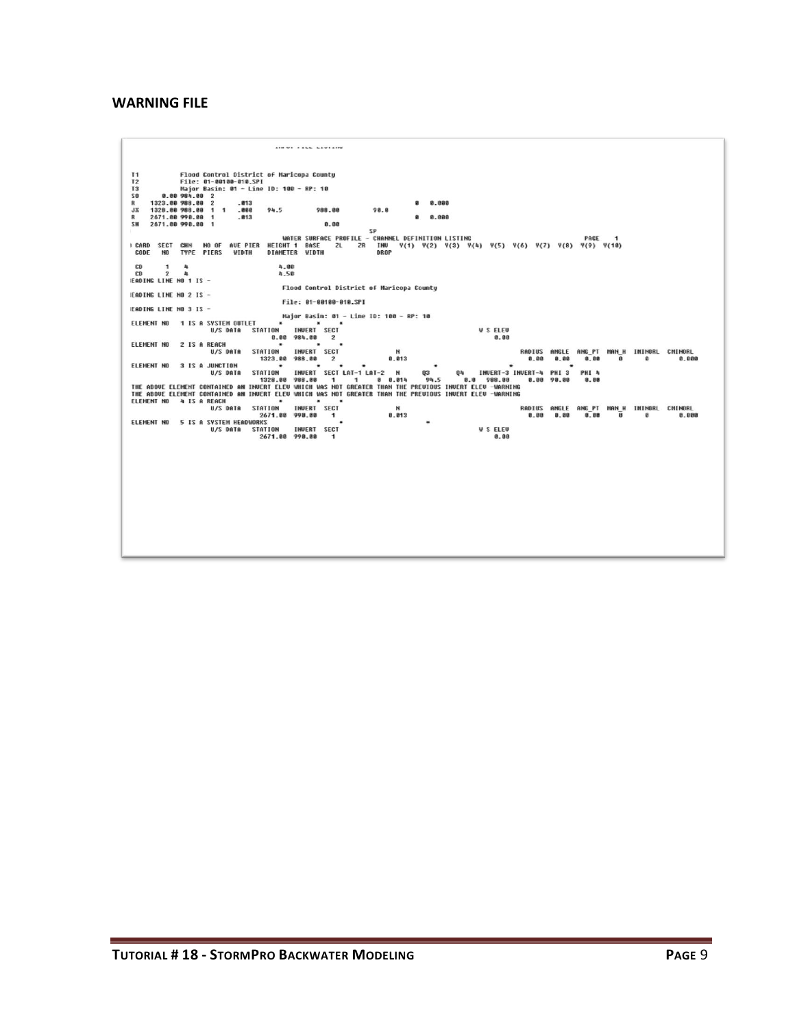## WARNING FILE

```
T1          Flood Control District of Maricopa County
T2          File: 01-00100-010.SPI
T3          Major Basin: 01 - Line ID: 100 - RP: 10
SO       0.00 984.00  2
R     1323.00 988.00  2      .013                                              0   0.000
JX    1328.00 988.00  1  1   .000      94.5        988.00          90.0
R     2671.00 990.00  1      .013                                              0   0.000
SH    2671.00 990.00  1                            0.00
                                                        SP
                              WATER SURFACE PROFILE - CHANNEL DEFINITION LISTING                              PAGE    1
 CARD  SECT  CHN   NO OF  AVE PIER  HEIGHT 1  BASE     ZL    ZR   INV   Y(1)  Y(2)  Y(3)  Y(4)  Y(5)  Y(6)  Y(7)  Y(8)  Y(9)  Y(10)
 CODE   NO   TYPE  PIERS   WIDTH    DIAMETER  WIDTH                DROP

 CD      1    4                      4.00
 CD      2    4                      4.50
HEADING LINE NO 1 IS -
                                     Flood Control District of Maricopa County
HEADING LINE NO 2 IS -
                                     File: 01-00100-010.SPI
HEADING LINE NO 3 IS -
                                     Major Basin: 01 - Line ID: 100 - RP: 10
ELEMENT NO    1 IS A SYSTEM OUTLET      *         *    *
                   U/S DATA   STATION    INVERT  SECT                                      W S ELEV
                                 0.00   984.00    2                                           0.00
ELEMENT NO    2 IS A REACH             *         *    *
                   U/S DATA   STATION    INVERT  SECT              N                                  RADIUS  ANGLE  ANG_PT  MAN_H  ININORL  CHINORL
                              1323.00   988.00    2             0.013                                   0.00   0.00    0.00     0       0      0.000
ELEMENT NO    3 IS A JUNCTION          *         *    *      *      *        *                   *           *
                   U/S DATA   STATION    INVERT  SECT LAT-1 LAT-2   N       Q3        Q4    INVERT-3 INVERT-4  PHI 3   PHI 4
                              1328.00   988.00    1     1     0  0.014    94.5       0.0    988.00     0.00   90.00    0.00
THE ABOVE ELEMENT CONTAINED AN INVERT ELEV WHICH WAS NOT GREATER THAN THE PREVIOUS INVERT ELEV -WARNING
THE ABOVE ELEMENT CONTAINED AN INVERT ELEV WHICH WAS NOT GREATER THAN THE PREVIOUS INVERT ELEV -WARNING
ELEMENT NO    4 IS A REACH             *         *    *
                   U/S DATA   STATION    INVERT  SECT              N                                  RADIUS  ANGLE  ANG_PT  MAN_H  ININORL  CHINORL
                              2671.00   990.00    1             0.013                                   0.00   0.00    0.00     0       0      0.000
ELEMENT NO    5 IS A SYSTEM HEADWORKS            *                           *
                   U/S DATA   STATION    INVERT  SECT                                      W S ELEV
                              2671.00   990.00    1                                           0.00
```